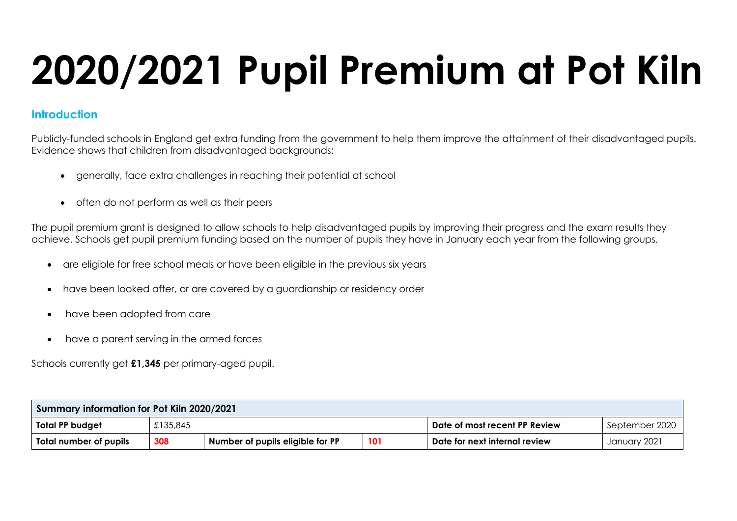# 2020/2021 Pupil Premium at Pot Kiln

## Introduction

Publicly-funded schools in England get extra funding from the government to help them improve the attainment of their disadvantaged pupils. Evidence shows that children from disadvantaged backgrounds:

- generally, face extra challenges in reaching their potential at school
- often do not perform as well as their peers

The pupil premium grant is designed to allow schools to help disadvantaged pupils by improving their progress and the exam results they achieve. Schools get pupil premium funding based on the number of pupils they have in January each year from the following groups.

- are eligible for free school meals or have been eligible in the previous six years
- have been looked after, or are covered by a guardianship or residency order
- have been adopted from care
- have a parent serving in the armed forces

Schools currently get **£1,345** per primary-aged pupil.

| Summary information for Pot Kiln 2020/2021 | | | | | |
|---|---|---|---|---|---|
| **Total PP budget** | £135,845 | | | **Date of most recent PP Review** | September 2020 |
| **Total number of pupils** | **308** | **Number of pupils eligible for PP** | **101** | **Date for next internal review** | January 2021 |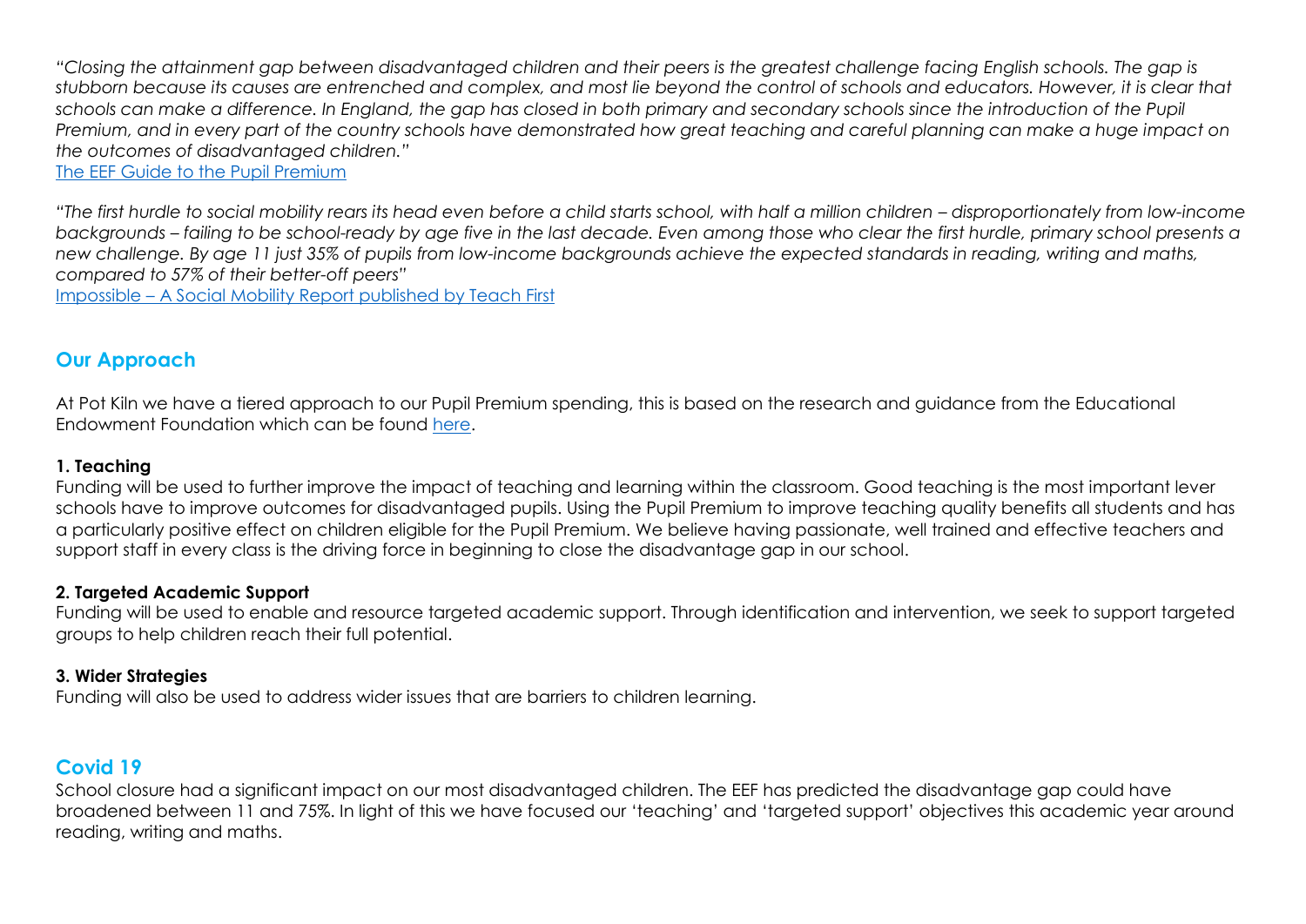*"Closing the attainment gap between disadvantaged children and their peers is the greatest challenge facing English schools. The gap is stubborn because its causes are entrenched and complex, and most lie beyond the control of schools and educators. However, it is clear that schools can make a difference. In England, the gap has closed in both primary and secondary schools since the introduction of the Pupil Premium, and in every part of the country schools have demonstrated how great teaching and careful planning can make a huge impact on the outcomes of disadvantaged children."*
[The EEF Guide to the Pupil Premium]

*"The first hurdle to social mobility rears its head even before a child starts school, with half a million children – disproportionately from low-income backgrounds – failing to be school-ready by age five in the last decade. Even among those who clear the first hurdle, primary school presents a new challenge. By age 11 just 35% of pupils from low-income backgrounds achieve the expected standards in reading, writing and maths, compared to 57% of their better-off peers"*
[Impossible – A Social Mobility Report published by Teach First]

## Our Approach

At Pot Kiln we have a tiered approach to our Pupil Premium spending, this is based on the research and guidance from the Educational Endowment Foundation which can be found [here].

**1. Teaching**
Funding will be used to further improve the impact of teaching and learning within the classroom. Good teaching is the most important lever schools have to improve outcomes for disadvantaged pupils. Using the Pupil Premium to improve teaching quality benefits all students and has a particularly positive effect on children eligible for the Pupil Premium. We believe having passionate, well trained and effective teachers and support staff in every class is the driving force in beginning to close the disadvantage gap in our school.

**2. Targeted Academic Support**
Funding will be used to enable and resource targeted academic support. Through identification and intervention, we seek to support targeted groups to help children reach their full potential.

**3. Wider Strategies**
Funding will also be used to address wider issues that are barriers to children learning.

## Covid 19

School closure had a significant impact on our most disadvantaged children. The EEF has predicted the disadvantage gap could have broadened between 11 and 75%. In light of this we have focused our 'teaching' and 'targeted support' objectives this academic year around reading, writing and maths.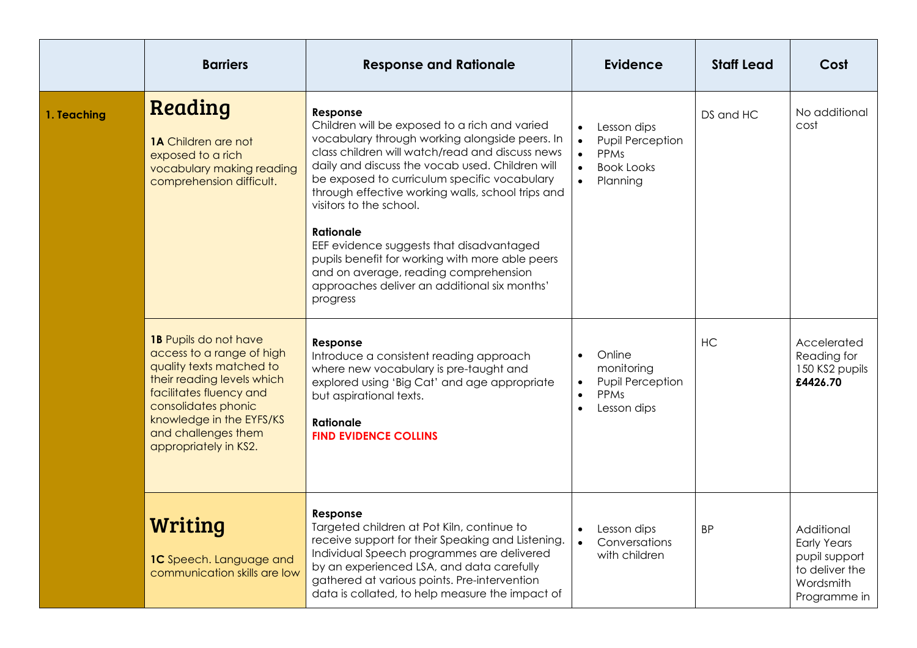| | Barriers | Response and Rationale | Evidence | Staff Lead | Cost |
|---|---|---|---|---|---|
| **1. Teaching** | **Reading**<br><br>**1A** Children are not exposed to a rich vocabulary making reading comprehension difficult. | **Response**<br>Children will be exposed to a rich and varied vocabulary through working alongside peers. In class children will watch/read and discuss news daily and discuss the vocab used. Children will be exposed to curriculum specific vocabulary through effective working walls, school trips and visitors to the school.<br><br>**Rationale**<br>EEF evidence suggests that disadvantaged pupils benefit for working with more able peers and on average, reading comprehension approaches deliver an additional six months' progress | • Lesson dips<br>• Pupil Perception<br>• PPMs<br>• Book Looks<br>• Planning | DS and HC | No additional cost |
| | **1B** Pupils do not have access to a range of high quality texts matched to their reading levels which facilitates fluency and consolidates phonic knowledge in the EYFS/KS and challenges them appropriately in KS2. | **Response**<br>Introduce a consistent reading approach where new vocabulary is pre-taught and explored using 'Big Cat' and age appropriate but aspirational texts.<br><br>**Rationale**<br>**FIND EVIDENCE COLLINS** | • Online monitoring<br>• Pupil Perception<br>• PPMs<br>• Lesson dips | HC | Accelerated Reading for 150 KS2 pupils **£4426.70** |
| | **Writing**<br><br>**1C** Speech. Language and communication skills are low | **Response**<br>Targeted children at Pot Kiln, continue to receive support for their Speaking and Listening. Individual Speech programmes are delivered by an experienced LSA, and data carefully gathered at various points. Pre-intervention data is collated, to help measure the impact of | • Lesson dips<br>• Conversations with children | BP | Additional Early Years pupil support to deliver the Wordsmith Programme in |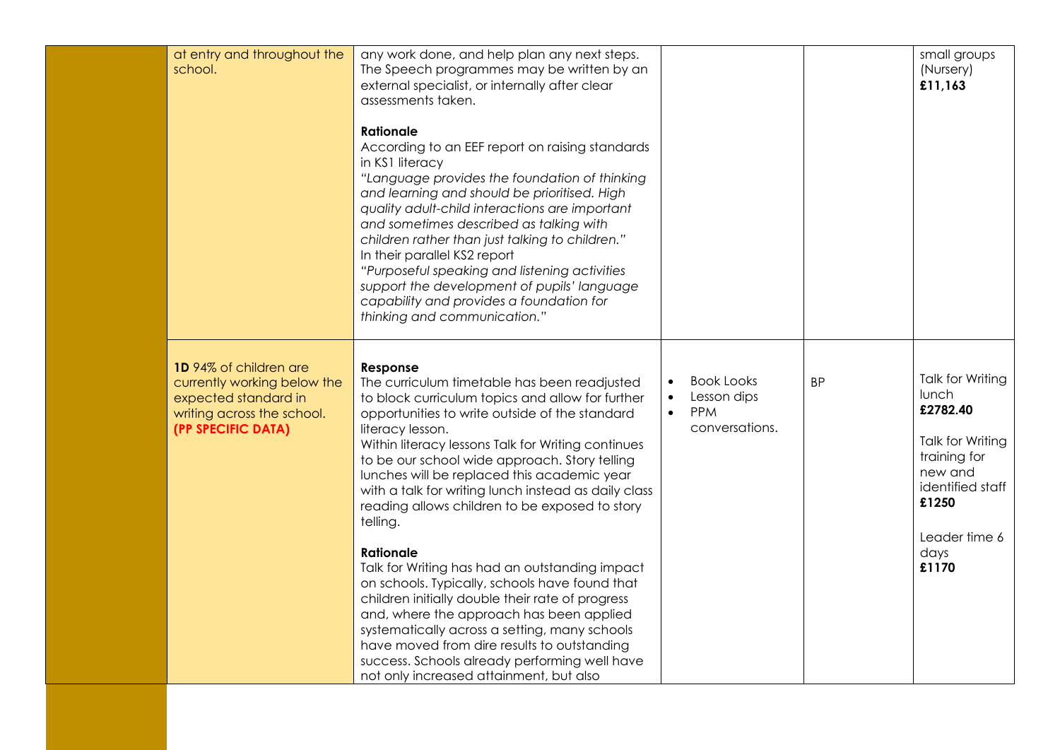| | | | | | |
|---|---|---|---|---|---|
| | at entry and throughout the school. | any work done, and help plan any next steps. The Speech programmes may be written by an external specialist, or internally after clear assessments taken.<br><br>**Rationale**<br>According to an EEF report on raising standards in KS1 literacy<br>*"Language provides the foundation of thinking and learning and should be prioritised. High quality adult-child interactions are important and sometimes described as talking with children rather than just talking to children."*<br>In their parallel KS2 report<br>*"Purposeful speaking and listening activities support the development of pupils' language capability and provides a foundation for thinking and communication."* | | | small groups (Nursery)<br>**£11,163** |
| | **1D** 94% of children are currently working below the expected standard in writing across the school.<br>**(PP SPECIFIC DATA)** | **Response**<br>The curriculum timetable has been readjusted to block curriculum topics and allow for further opportunities to write outside of the standard literacy lesson.<br>Within literacy lessons Talk for Writing continues to be our school wide approach. Story telling lunches will be replaced this academic year with a talk for writing lunch instead as daily class reading allows children to be exposed to story telling.<br><br>**Rationale**<br>Talk for Writing has had an outstanding impact on schools. Typically, schools have found that children initially double their rate of progress and, where the approach has been applied systematically across a setting, many schools have moved from dire results to outstanding success. Schools already performing well have not only increased attainment, but also | • Book Looks<br>• Lesson dips<br>• PPM conversations. | BP | Talk for Writing lunch<br>**£2782.40**<br><br>Talk for Writing training for new and identified staff<br>**£1250**<br><br>Leader time 6 days<br>**£1170** |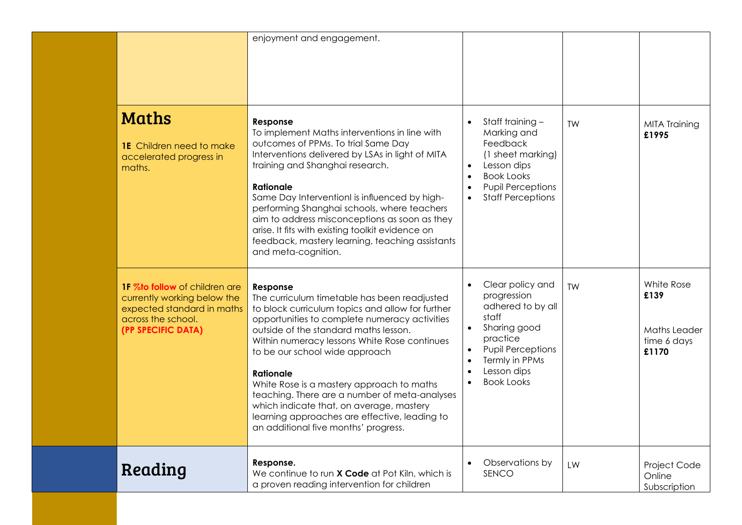| | | | | | |
|---|---|---|---|---|---|
| | | enjoyment and engagement. | | | |
| | **Maths**<br><br>**1E** Children need to make accelerated progress in maths. | **Response**<br>To implement Maths interventions in line with outcomes of PPMs. To trial Same Day Interventions delivered by LSAs in light of MITA training and Shanghai research.<br><br>**Rationale**<br>Same Day Interventionl is influenced by high-performing Shanghai schools, where teachers aim to address misconceptions as soon as they arise. It fits with existing toolkit evidence on feedback, mastery learning, teaching assistants and meta-cognition. | • Staff training – Marking and Feedback (1 sheet marking)<br>• Lesson dips<br>• Book Looks<br>• Pupil Perceptions<br>• Staff Perceptions | TW | MITA Training<br>**£1995** |
| | **1F %to follow** of children are currently working below the expected standard in maths across the school.<br>**(PP SPECIFIC DATA)** | **Response**<br>The curriculum timetable has been readjusted to block curriculum topics and allow for further opportunities to complete numeracy activities outside of the standard maths lesson.<br>Within numeracy lessons White Rose continues to be our school wide approach<br><br>**Rationale**<br>White Rose is a mastery approach to maths teaching. There are a number of meta-analyses which indicate that, on average, mastery learning approaches are effective, leading to an additional five months' progress. | • Clear policy and progression adhered to by all staff<br>• Sharing good practice<br>• Pupil Perceptions<br>• Termly in PPMs<br>• Lesson dips<br>• Book Looks | TW | White Rose<br>**£139**<br><br>Maths Leader time 6 days<br>**£1170** |
| | **Reading** | **Response.**<br>We continue to run **X Code** at Pot Kiln, which is a proven reading intervention for children | • Observations by SENCO | LW | Project Code Online Subscription |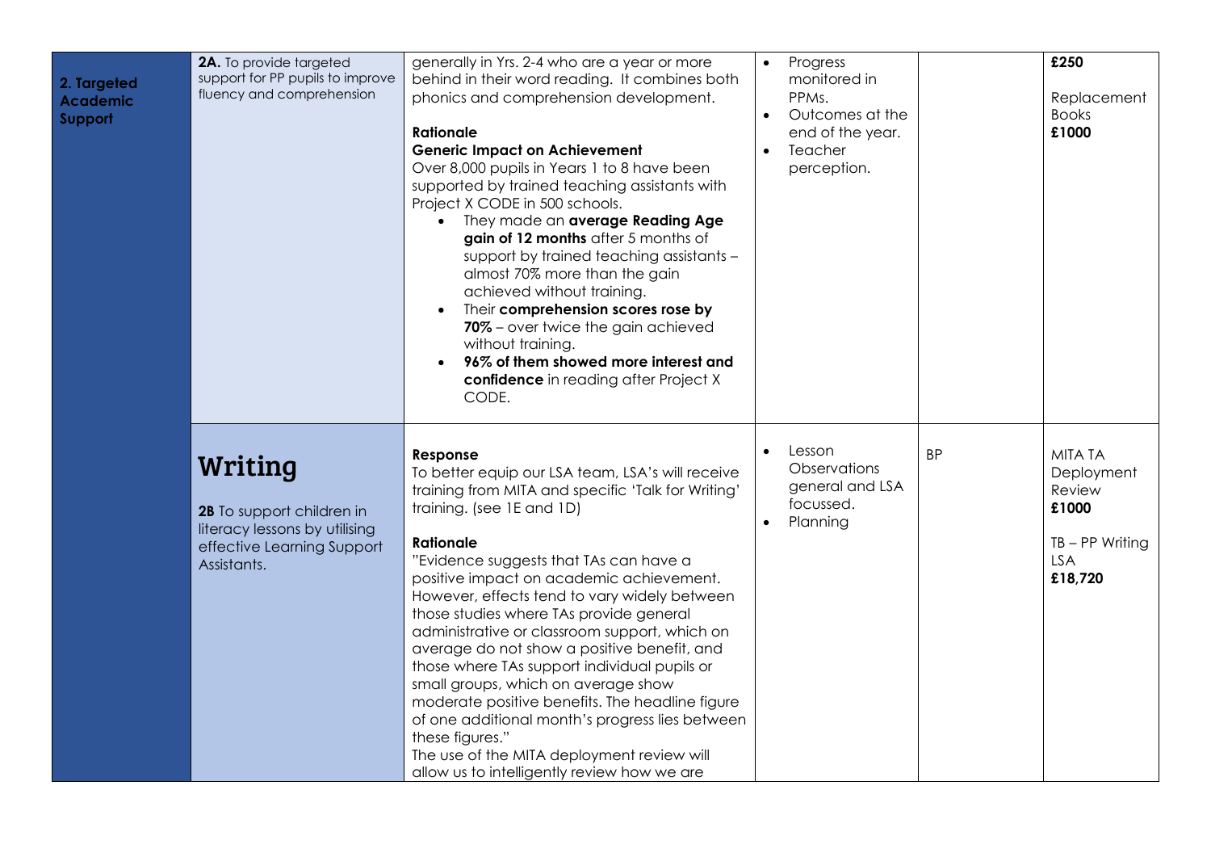| | | | | | |
|---|---|---|---|---|---|
| **2. Targeted Academic Support** | **2A.** To provide targeted support for PP pupils to improve fluency and comprehension | generally in Yrs. 2-4 who are a year or more behind in their word reading. It combines both phonics and comprehension development.<br><br>**Rationale**<br>**Generic Impact on Achievement**<br>Over 8,000 pupils in Years 1 to 8 have been supported by trained teaching assistants with Project X CODE in 500 schools.<br>• They made an **average Reading Age gain of 12 months** after 5 months of support by trained teaching assistants – almost 70% more than the gain achieved without training.<br>• Their **comprehension scores rose by 70%** – over twice the gain achieved without training.<br>• **96% of them showed more interest and confidence** in reading after Project X CODE. | • Progress monitored in PPMs.<br>• Outcomes at the end of the year.<br>• Teacher perception. | | **£250**<br><br>Replacement Books<br>**£1000** |
| | **Writing**<br><br>**2B** To support children in literacy lessons by utilising effective Learning Support Assistants. | **Response**<br>To better equip our LSA team, LSA's will receive training from MITA and specific 'Talk for Writing' training. (see 1E and 1D)<br><br>**Rationale**<br>"Evidence suggests that TAs can have a positive impact on academic achievement. However, effects tend to vary widely between those studies where TAs provide general administrative or classroom support, which on average do not show a positive benefit, and those where TAs support individual pupils or small groups, which on average show moderate positive benefits. The headline figure of one additional month's progress lies between these figures."<br>The use of the MITA deployment review will allow us to intelligently review how we are | • Lesson Observations general and LSA focussed.<br>• Planning | BP | MITA TA Deployment Review<br>**£1000**<br><br>TB – PP Writing LSA<br>**£18,720** |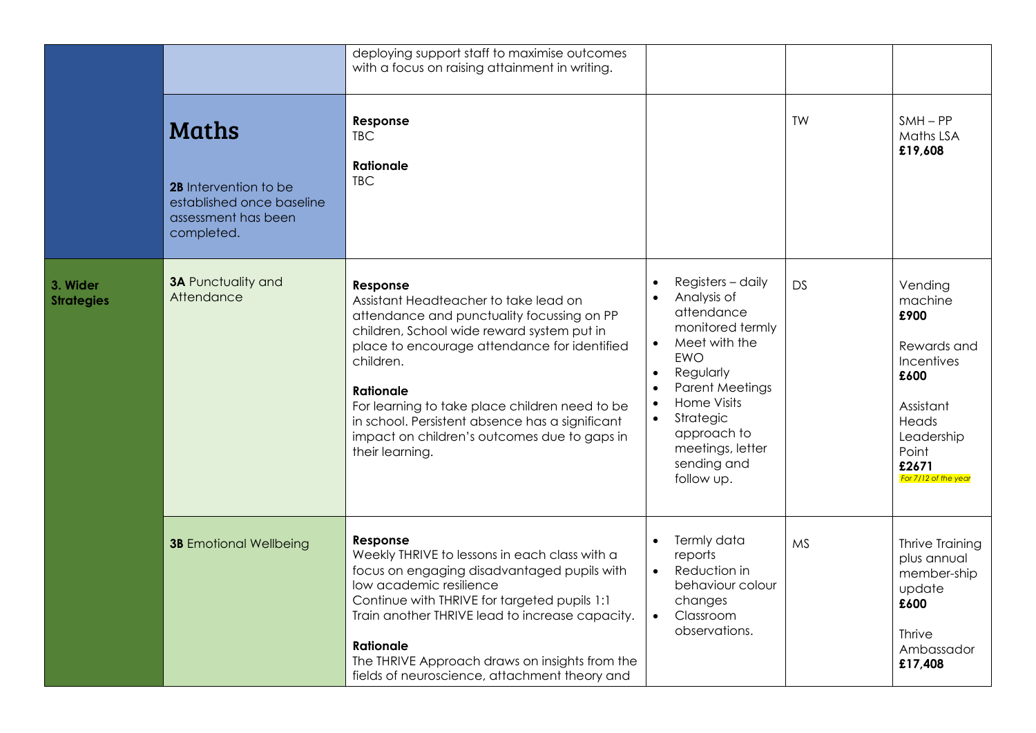| | | | | | |
|---|---|---|---|---|---|
| | | deploying support staff to maximise outcomes with a focus on raising attainment in writing. | | | |
| | **Maths**<br><br>**2B** Intervention to be established once baseline assessment has been completed. | **Response**<br>TBC<br><br>**Rationale**<br>TBC | | TW | SMH – PP Maths LSA<br>**£19,608** |
| **3. Wider Strategies** | **3A** Punctuality and Attendance | **Response**<br>Assistant Headteacher to take lead on attendance and punctuality focussing on PP children, School wide reward system put in place to encourage attendance for identified children.<br><br>**Rationale**<br>For learning to take place children need to be in school. Persistent absence has a significant impact on children's outcomes due to gaps in their learning. | • Registers – daily<br>• Analysis of attendance monitored termly<br>• Meet with the EWO<br>• Regularly<br>• Parent Meetings<br>• Home Visits<br>• Strategic approach to meetings, letter sending and follow up. | DS | Vending machine<br>**£900**<br><br>Rewards and Incentives<br>**£600**<br><br>Assistant Heads Leadership Point<br>**£2671**<br>*For 7/12 of the year* |
| | **3B** Emotional Wellbeing | **Response**<br>Weekly THRIVE to lessons in each class with a focus on engaging disadvantaged pupils with low academic resilience<br>Continue with THRIVE for targeted pupils 1:1<br>Train another THRIVE lead to increase capacity.<br><br>**Rationale**<br>The THRIVE Approach draws on insights from the fields of neuroscience, attachment theory and | • Termly data reports<br>• Reduction in behaviour colour changes<br>• Classroom observations. | MS | Thrive Training plus annual member-ship update<br>**£600**<br><br>Thrive Ambassador<br>**£17,408** |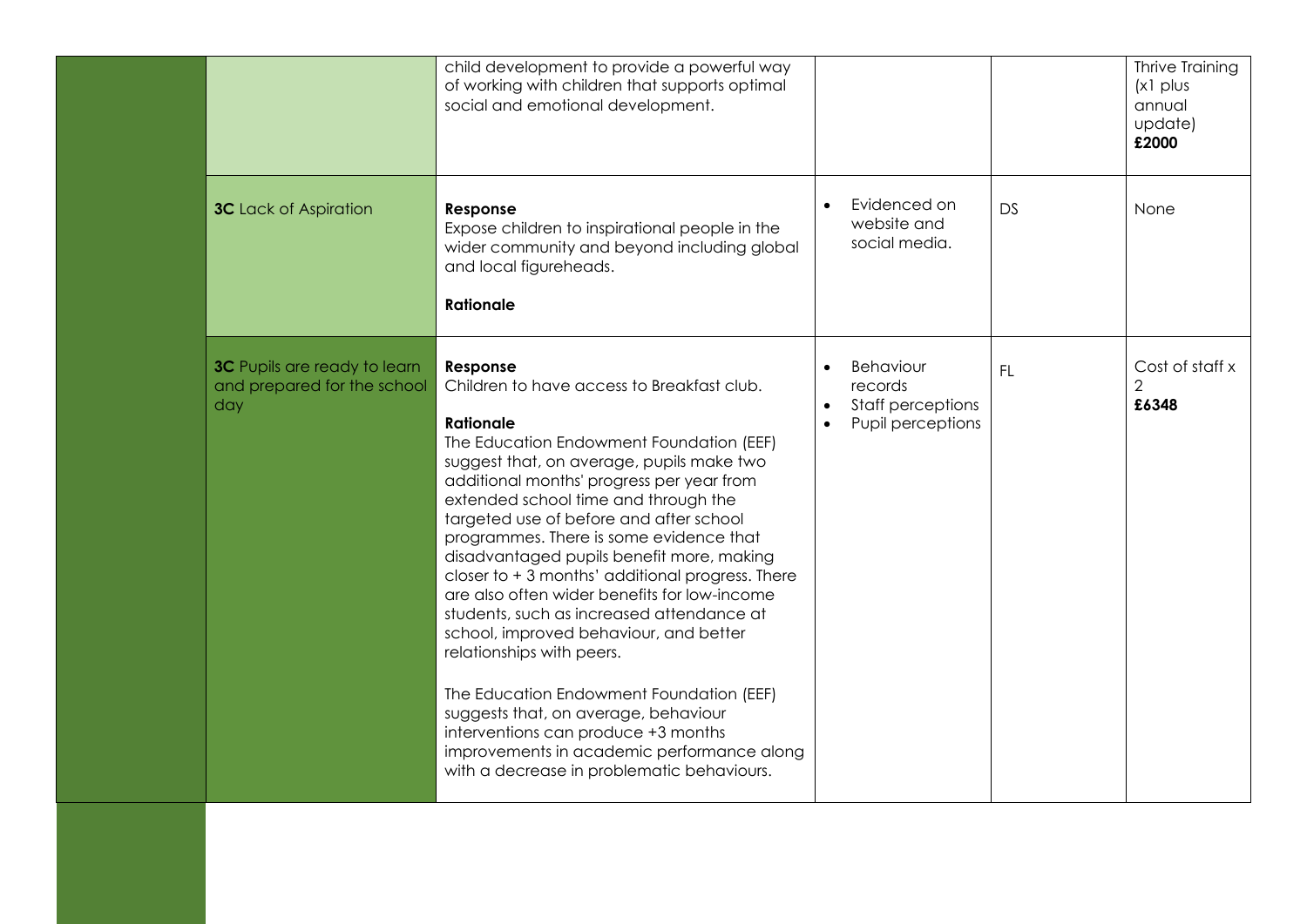| | | | | | |
|---|---|---|---|---|---|
| | | child development to provide a powerful way of working with children that supports optimal social and emotional development. | | | Thrive Training (x1 plus annual update) **£2000** |
| | **3C** Lack of Aspiration | **Response**<br>Expose children to inspirational people in the wider community and beyond including global and local figureheads.<br><br>**Rationale** | • Evidenced on website and social media. | DS | None |
| | **3C** Pupils are ready to learn and prepared for the school day | **Response**<br>Children to have access to Breakfast club.<br><br>**Rationale**<br>The Education Endowment Foundation (EEF) suggest that, on average, pupils make two additional months' progress per year from extended school time and through the targeted use of before and after school programmes. There is some evidence that disadvantaged pupils benefit more, making closer to + 3 months' additional progress. There are also often wider benefits for low-income students, such as increased attendance at school, improved behaviour, and better relationships with peers.<br><br>The Education Endowment Foundation (EEF) suggests that, on average, behaviour interventions can produce +3 months improvements in academic performance along with a decrease in problematic behaviours. | • Behaviour records<br>• Staff perceptions<br>• Pupil perceptions | FL | Cost of staff x 2<br>**£6348** |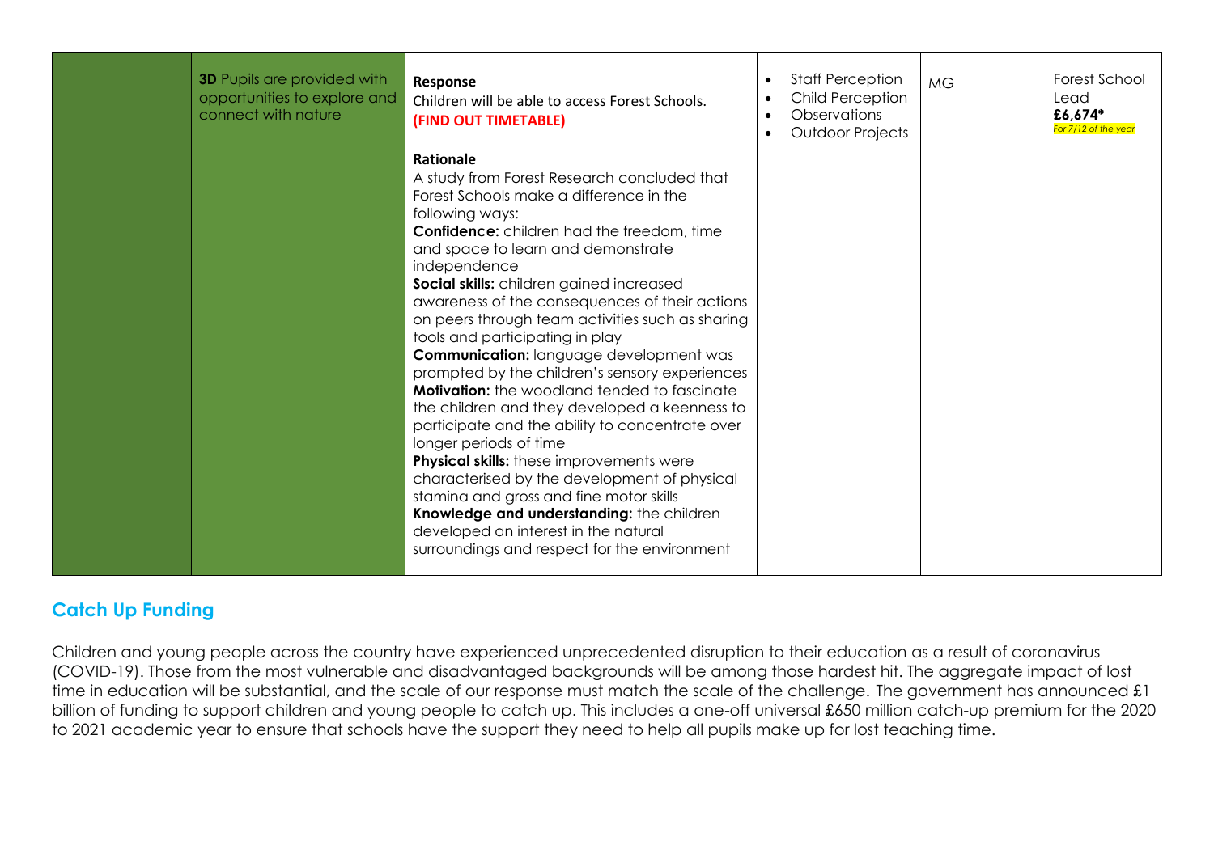|  | **3D** Pupils are provided with opportunities to explore and connect with nature | **Response**<br>Children will be able to access Forest Schools.<br>**(FIND OUT TIMETABLE)**<br><br>**Rationale**<br>A study from Forest Research concluded that Forest Schools make a difference in the following ways:<br>**Confidence:** children had the freedom, time and space to learn and demonstrate independence<br>**Social skills:** children gained increased awareness of the consequences of their actions on peers through team activities such as sharing tools and participating in play<br>**Communication:** language development was prompted by the children's sensory experiences<br>**Motivation:** the woodland tended to fascinate the children and they developed a keenness to participate and the ability to concentrate over longer periods of time<br>**Physical skills:** these improvements were characterised by the development of physical stamina and gross and fine motor skills<br>**Knowledge and understanding:** the children developed an interest in the natural surroundings and respect for the environment | • Staff Perception<br>• Child Perception<br>• Observations<br>• Outdoor Projects | MG | Forest School Lead<br>**£6,674***<br>*For 7/12 of the year* |
|---|---|---|---|---|---|

## Catch Up Funding

Children and young people across the country have experienced unprecedented disruption to their education as a result of coronavirus (COVID-19). Those from the most vulnerable and disadvantaged backgrounds will be among those hardest hit. The aggregate impact of lost time in education will be substantial, and the scale of our response must match the scale of the challenge. The government has announced £1 billion of funding to support children and young people to catch up. This includes a one-off universal £650 million catch-up premium for the 2020 to 2021 academic year to ensure that schools have the support they need to help all pupils make up for lost teaching time.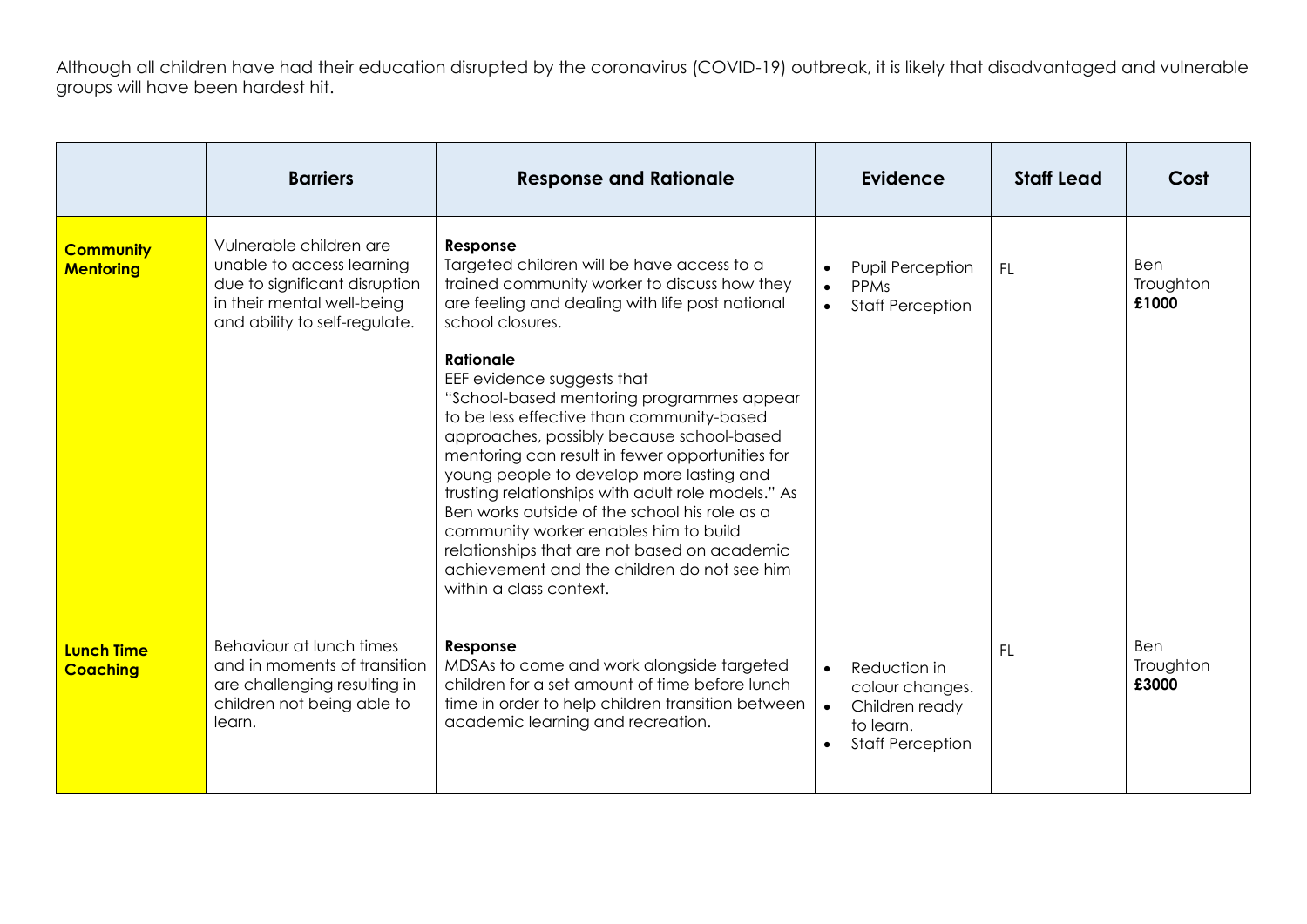Although all children have had their education disrupted by the coronavirus (COVID-19) outbreak, it is likely that disadvantaged and vulnerable groups will have been hardest hit.

| | Barriers | Response and Rationale | Evidence | Staff Lead | Cost |
|---|---|---|---|---|---|
| **Community Mentoring** | Vulnerable children are unable to access learning due to significant disruption in their mental well-being and ability to self-regulate. | **Response**<br>Targeted children will be have access to a trained community worker to discuss how they are feeling and dealing with life post national school closures.<br><br>**Rationale**<br>EEF evidence suggests that "School-based mentoring programmes appear to be less effective than community-based approaches, possibly because school-based mentoring can result in fewer opportunities for young people to develop more lasting and trusting relationships with adult role models." As Ben works outside of the school his role as a community worker enables him to build relationships that are not based on academic achievement and the children do not see him within a class context. | • Pupil Perception<br>• PPMs<br>• Staff Perception | FL | Ben Troughton **£1000** |
| **Lunch Time Coaching** | Behaviour at lunch times and in moments of transition are challenging resulting in children not being able to learn. | **Response**<br>MDSAs to come and work alongside targeted children for a set amount of time before lunch time in order to help children transition between academic learning and recreation. | • Reduction in colour changes.<br>• Children ready to learn.<br>• Staff Perception | FL | Ben Troughton **£3000** |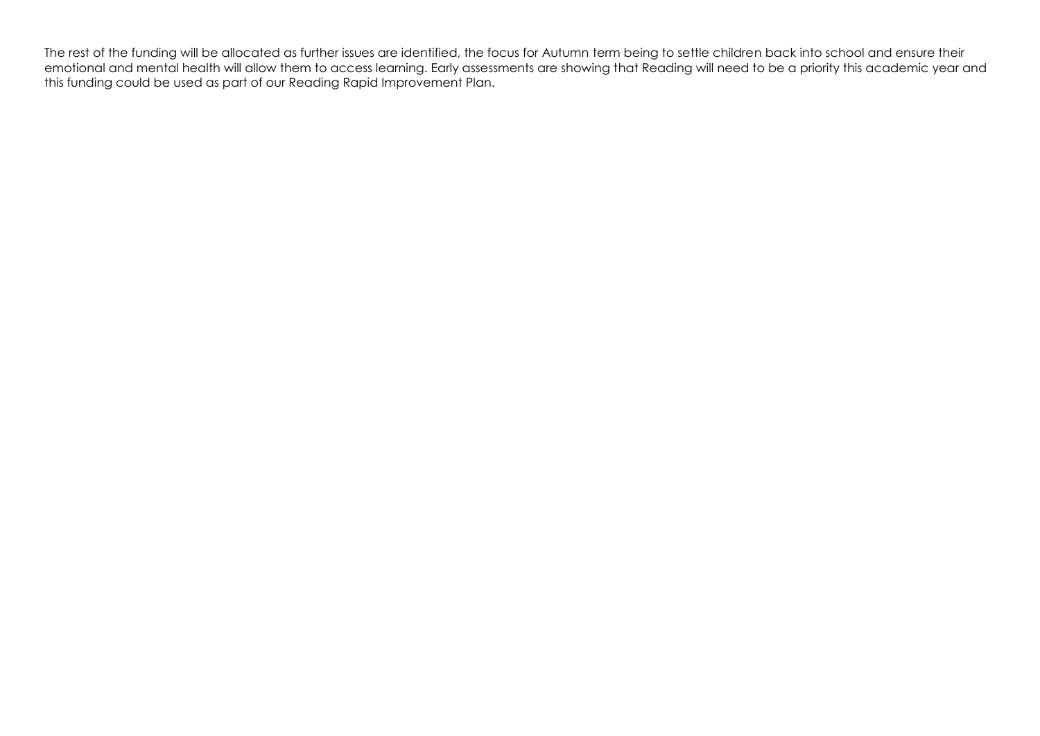The rest of the funding will be allocated as further issues are identified, the focus for Autumn term being to settle children back into school and ensure their emotional and mental health will allow them to access learning. Early assessments are showing that Reading will need to be a priority this academic year and this funding could be used as part of our Reading Rapid Improvement Plan.